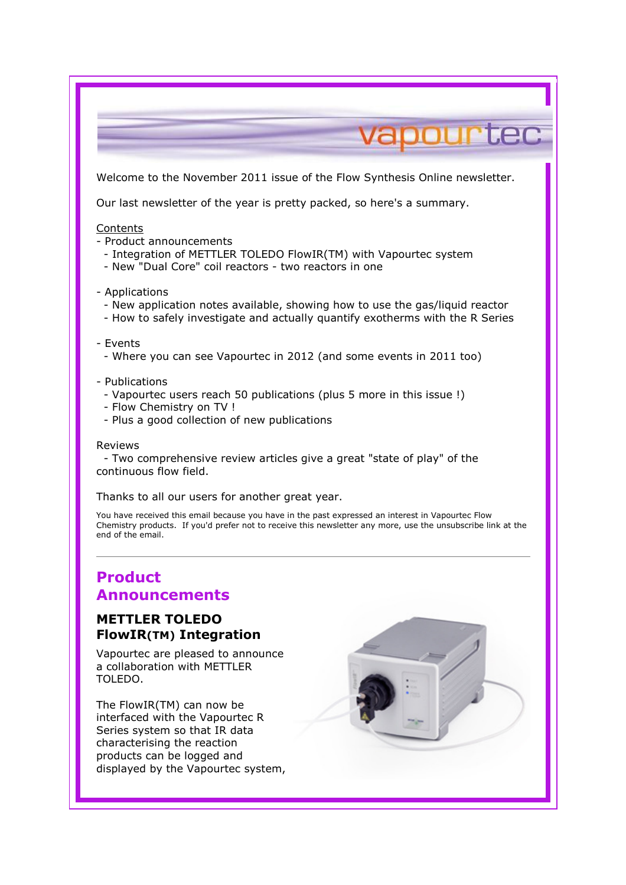Welcome to the November 2011 issue of the Flow Synthesis Online newsletter.

Our last newsletter of the year is pretty packed, so here's a summary.

Contents

- Product announcements
  - Integration of METTLER TOLEDO FlowIR(TM) with Vapourtec system
  - New "Dual Core" coil reactors - two reactors in one

- Applications
  - New application notes available, showing how to use the gas/liquid reactor
  - How to safely investigate and actually quantify exotherms with the R Series

- Events
  - Where you can see Vapourtec in 2012 (and some events in 2011 too)

- Publications
  - Vapourtec users reach 50 publications (plus 5 more in this issue !)
  - Flow Chemistry on TV !
  - Plus a good collection of new publications

Reviews

- Two comprehensive review articles give a great "state of play" of the continuous flow field.

Thanks to all our users for another great year.

You have received this email because you have in the past expressed an interest in Vapourtec Flow Chemistry products. If you'd prefer not to receive this newsletter any more, use the unsubscribe link at the end of the email.

---

## Product Announcements

### METTLER TOLEDO FlowIR(TM) Integration

Vapourtec are pleased to announce a collaboration with METTLER TOLEDO.

The FlowIR(TM) can now be interfaced with the Vapourtec R Series system so that IR data characterising the reaction products can be logged and displayed by the Vapourtec system,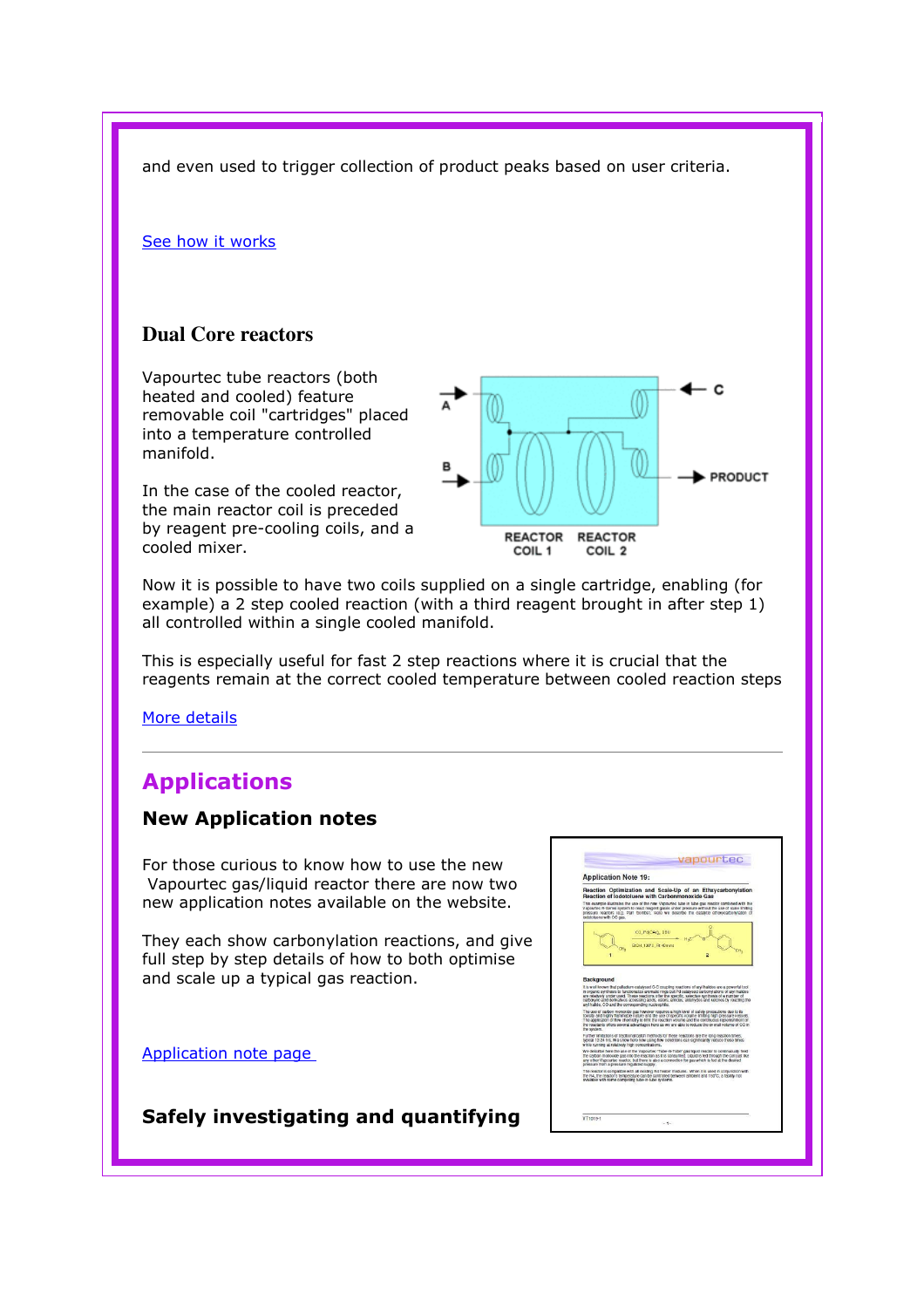and even used to trigger collection of product peaks based on user criteria.

See how it works

### Dual Core reactors

Vapourtec tube reactors (both heated and cooled) feature removable coil "cartridges" placed into a temperature controlled manifold.

In the case of the cooled reactor, the main reactor coil is preceded by reagent pre-cooling coils, and a cooled mixer.

A

B

C

PRODUCT

REACTOR COIL 1

REACTOR COIL 2

Now it is possible to have two coils supplied on a single cartridge, enabling (for example) a 2 step cooled reaction (with a third reagent brought in after step 1) all controlled within a single cooled manifold.

This is especially useful for fast 2 step reactions where it is crucial that the reagents remain at the correct cooled temperature between cooled reaction steps

More details

---

## Applications

### New Application notes

For those curious to know how to use the new Vapourtec gas/liquid reactor there are now two new application notes available on the website.

They each show carbonylation reactions, and give full step by step details of how to both optimise and scale up a typical gas reaction.

Application note page

### Safely investigating and quantifying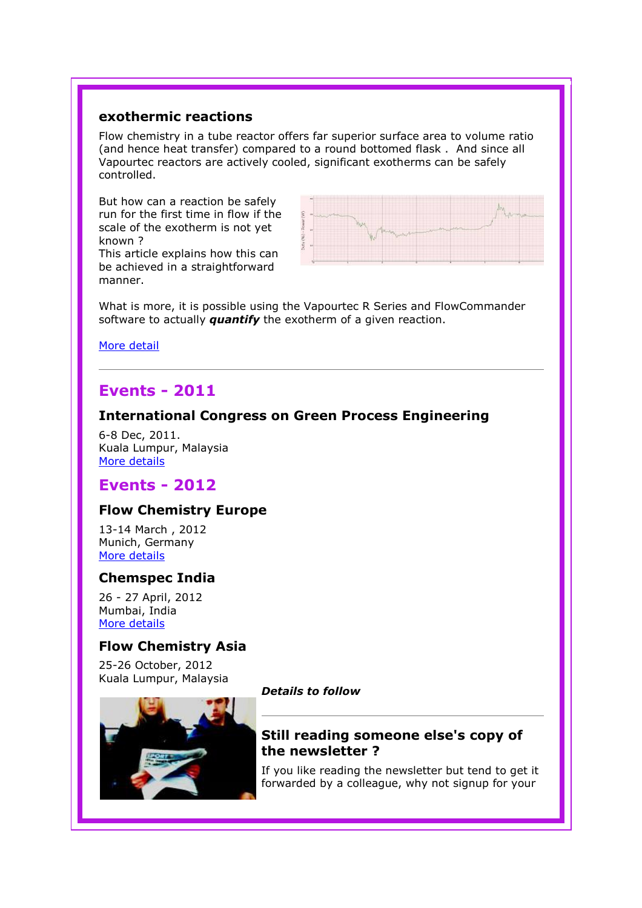### exothermic reactions

Flow chemistry in a tube reactor offers far superior surface area to volume ratio (and hence heat transfer) compared to a round bottomed flask . And since all Vapourtec reactors are actively cooled, significant exotherms can be safely controlled.

But how can a reaction be safely run for the first time in flow if the scale of the exotherm is not yet known ?
This article explains how this can be achieved in a straightforward manner.

What is more, it is possible using the Vapourtec R Series and FlowCommander software to actually ***quantify*** the exotherm of a given reaction.

More detail

---

## Events - 2011

### International Congress on Green Process Engineering

6-8 Dec, 2011.
Kuala Lumpur, Malaysia
More details

## Events - 2012

### Flow Chemistry Europe

13-14 March , 2012
Munich, Germany
More details

### Chemspec India

26 - 27 April, 2012
Mumbai, India
More details

### Flow Chemistry Asia

25-26 October, 2012
Kuala Lumpur, Malaysia

***Details to follow***

---

### Still reading someone else's copy of the newsletter ?

If you like reading the newsletter but tend to get it forwarded by a colleague, why not signup for your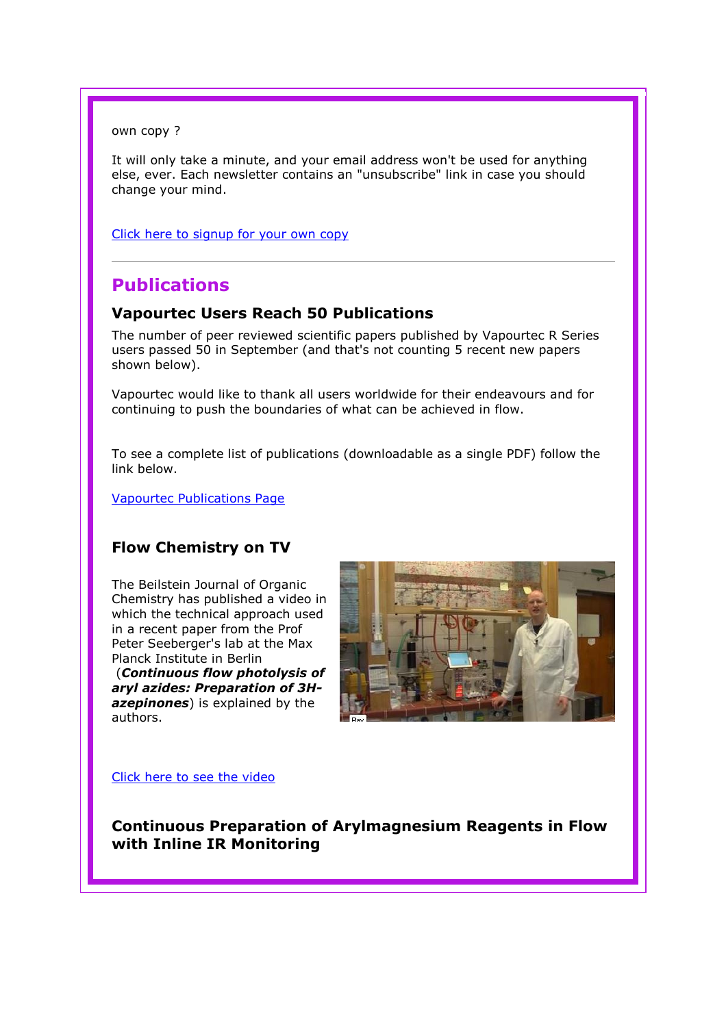own copy ?

It will only take a minute, and your email address won't be used for anything else, ever. Each newsletter contains an "unsubscribe" link in case you should change your mind.

Click here to signup for your own copy

---

## Publications

### Vapourtec Users Reach 50 Publications

The number of peer reviewed scientific papers published by Vapourtec R Series users passed 50 in September (and that's not counting 5 recent new papers shown below).

Vapourtec would like to thank all users worldwide for their endeavours and for continuing to push the boundaries of what can be achieved in flow.

To see a complete list of publications (downloadable as a single PDF) follow the link below.

Vapourtec Publications Page

### Flow Chemistry on TV

The Beilstein Journal of Organic Chemistry has published a video in which the technical approach used in a recent paper from the Prof Peter Seeberger's lab at the Max Planck Institute in Berlin (***Continuous flow photolysis of aryl azides: Preparation of 3H-azepinones***) is explained by the authors.

Click here to see the video

### Continuous Preparation of Arylmagnesium Reagents in Flow with Inline IR Monitoring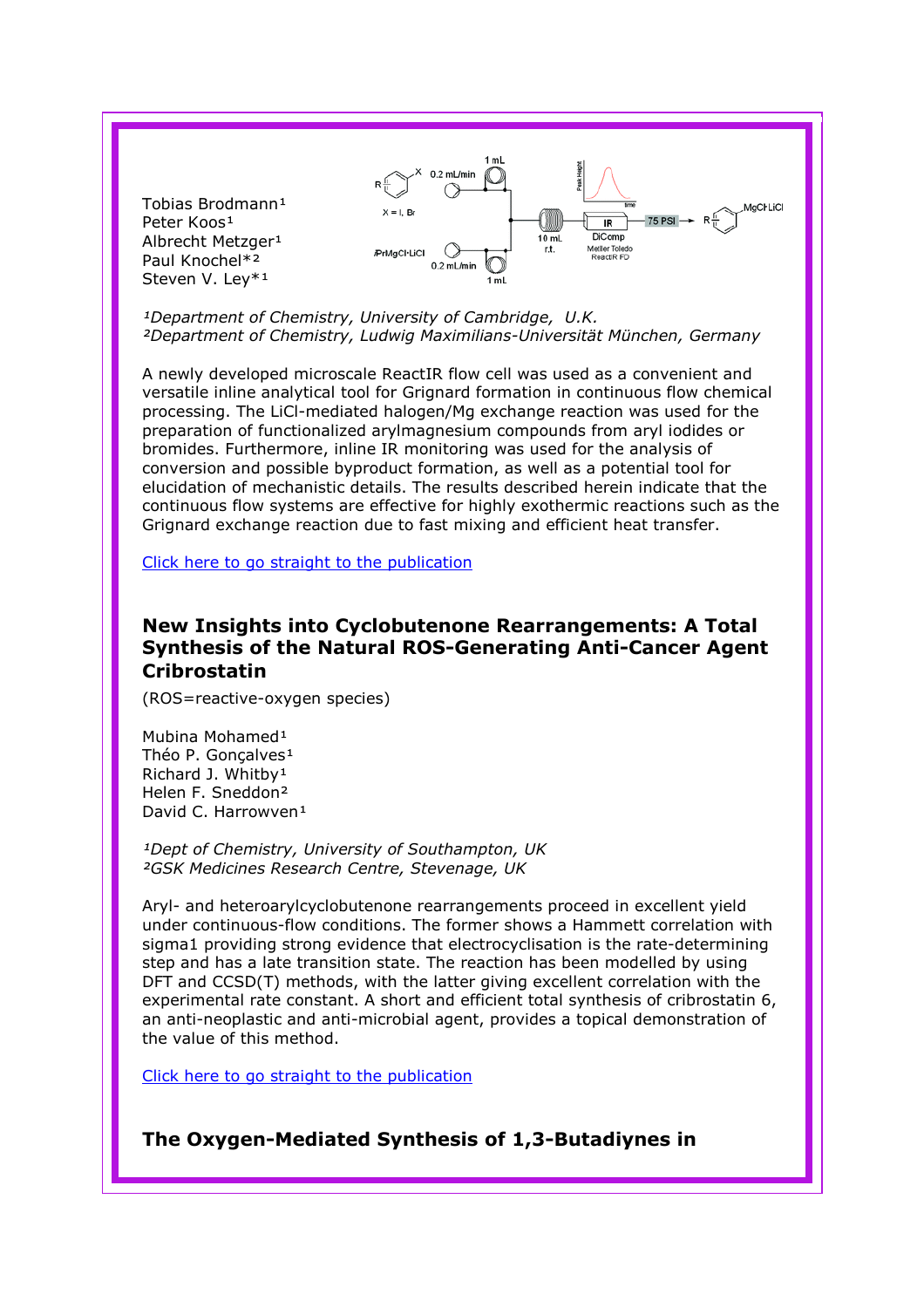Tobias Brodmann[1]
Peter Koos[1]
Albrecht Metzger[1]
Paul Knochel*[2]
Steven V. Ley*[1]

*[1]Department of Chemistry, University of Cambridge, U.K.*
*[2]Department of Chemistry, Ludwig Maximilians-Universität München, Germany*

A newly developed microscale ReactIR flow cell was used as a convenient and versatile inline analytical tool for Grignard formation in continuous flow chemical processing. The LiCl-mediated halogen/Mg exchange reaction was used for the preparation of functionalized arylmagnesium compounds from aryl iodides or bromides. Furthermore, inline IR monitoring was used for the analysis of conversion and possible byproduct formation, as well as a potential tool for elucidation of mechanistic details. The results described herein indicate that the continuous flow systems are effective for highly exothermic reactions such as the Grignard exchange reaction due to fast mixing and efficient heat transfer.

Click here to go straight to the publication

### New Insights into Cyclobutenone Rearrangements: A Total Synthesis of the Natural ROS-Generating Anti-Cancer Agent Cribrostatin

(ROS=reactive-oxygen species)

Mubina Mohamed[1]
Théo P. Gonçalves[1]
Richard J. Whitby[1]
Helen F. Sneddon[2]
David C. Harrowven[1]

*[1]Dept of Chemistry, University of Southampton, UK*
*[2]GSK Medicines Research Centre, Stevenage, UK*

Aryl- and heteroarylcyclobutenone rearrangements proceed in excellent yield under continuous-flow conditions. The former shows a Hammett correlation with sigma1 providing strong evidence that electrocyclisation is the rate-determining step and has a late transition state. The reaction has been modelled by using DFT and CCSD(T) methods, with the latter giving excellent correlation with the experimental rate constant. A short and efficient total synthesis of cribrostatin 6, an anti-neoplastic and anti-microbial agent, provides a topical demonstration of the value of this method.

Click here to go straight to the publication

### The Oxygen-Mediated Synthesis of 1,3-Butadiynes in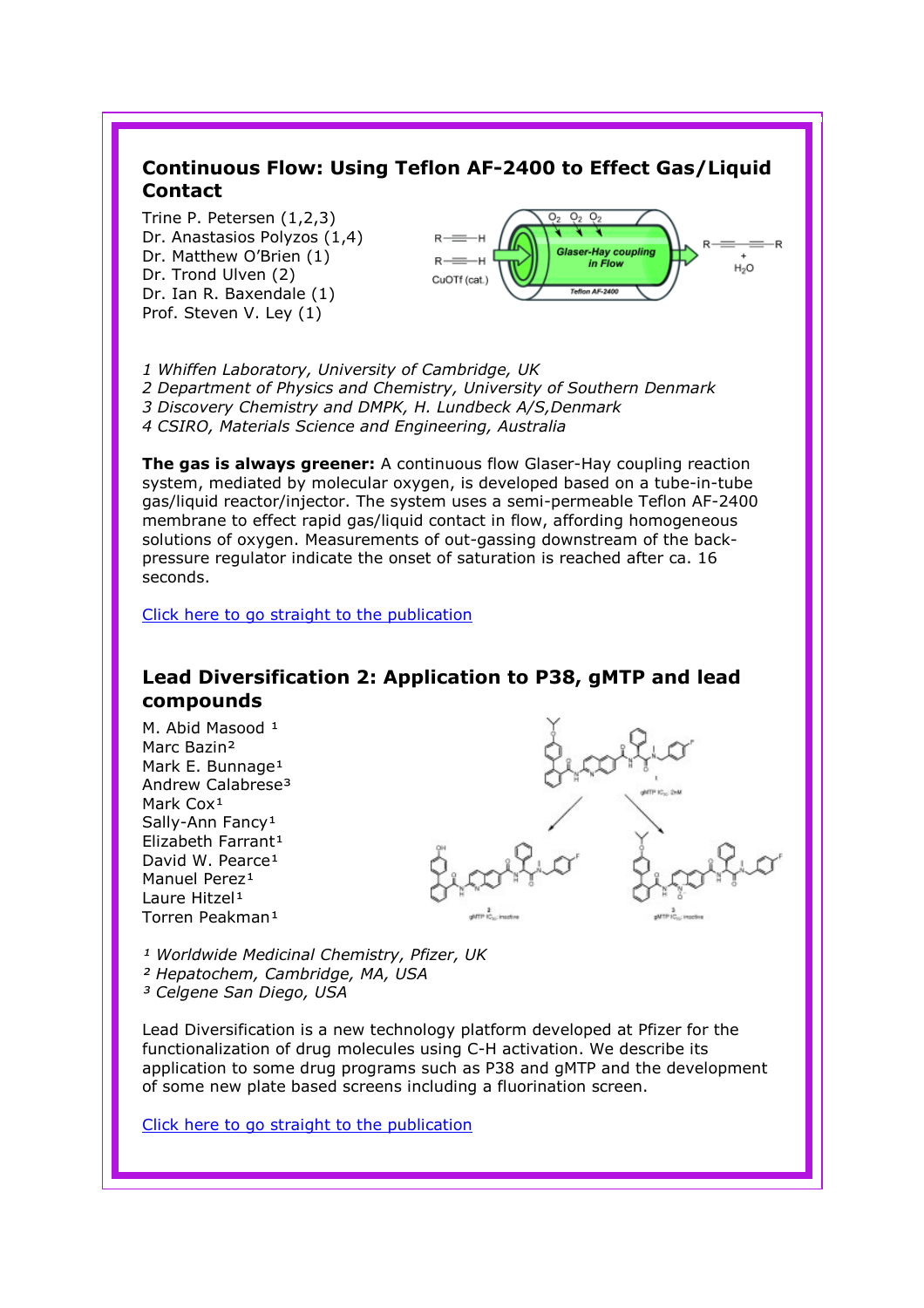## Continuous Flow: Using Teflon AF-2400 to Effect Gas/Liquid Contact

Trine P. Petersen (1,2,3)
Dr. Anastasios Polyzos (1,4)
Dr. Matthew O'Brien (1)
Dr. Trond Ulven (2)
Dr. Ian R. Baxendale (1)
Prof. Steven V. Ley (1)

*1 Whiffen Laboratory, University of Cambridge, UK*
*2 Department of Physics and Chemistry, University of Southern Denmark*
*3 Discovery Chemistry and DMPK, H. Lundbeck A/S,Denmark*
*4 CSIRO, Materials Science and Engineering, Australia*

**The gas is always greener:** A continuous flow Glaser-Hay coupling reaction system, mediated by molecular oxygen, is developed based on a tube-in-tube gas/liquid reactor/injector. The system uses a semi-permeable Teflon AF-2400 membrane to effect rapid gas/liquid contact in flow, affording homogeneous solutions of oxygen. Measurements of out-gassing downstream of the back-pressure regulator indicate the onset of saturation is reached after ca. 16 seconds.

Click here to go straight to the publication

## Lead Diversification 2: Application to P38, gMTP and lead compounds

M. Abid Masood [1]
Marc Bazin[2]
Mark E. Bunnage[1]
Andrew Calabrese[3]
Mark Cox[1]
Sally-Ann Fancy[1]
Elizabeth Farrant[1]
David W. Pearce[1]
Manuel Perez[1]
Laure Hitzel[1]
Torren Peakman[1]

*[1] Worldwide Medicinal Chemistry, Pfizer, UK*
*[2] Hepatochem, Cambridge, MA, USA*
*[3] Celgene San Diego, USA*

Lead Diversification is a new technology platform developed at Pfizer for the functionalization of drug molecules using C-H activation. We describe its application to some drug programs such as P38 and gMTP and the development of some new plate based screens including a fluorination screen.

Click here to go straight to the publication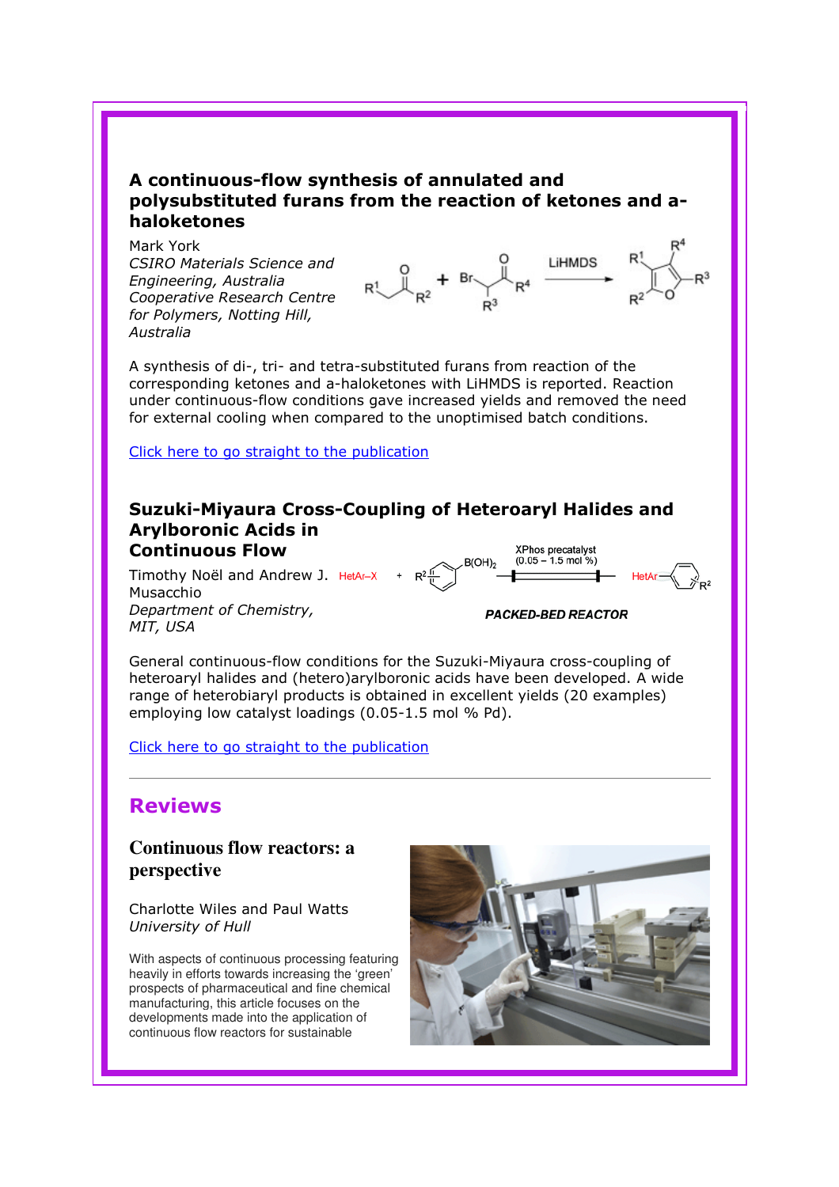### A continuous-flow synthesis of annulated and polysubstituted furans from the reaction of ketones and a-haloketones

Mark York
*CSIRO Materials Science and Engineering, Australia*
*Cooperative Research Centre for Polymers, Notting Hill, Australia*

A synthesis of di-, tri- and tetra-substituted furans from reaction of the corresponding ketones and a-haloketones with LiHMDS is reported. Reaction under continuous-flow conditions gave increased yields and removed the need for external cooling when compared to the unoptimised batch conditions.

Click here to go straight to the publication

### Suzuki-Miyaura Cross-Coupling of Heteroaryl Halides and Arylboronic Acids in Continuous Flow

Timothy Noël and Andrew J. Musacchio
*Department of Chemistry, MIT, USA*

General continuous-flow conditions for the Suzuki-Miyaura cross-coupling of heteroaryl halides and (hetero)arylboronic acids have been developed. A wide range of heterobiaryl products is obtained in excellent yields (20 examples) employing low catalyst loadings (0.05-1.5 mol % Pd).

Click here to go straight to the publication

## Reviews

### Continuous flow reactors: a perspective

Charlotte Wiles and Paul Watts
*University of Hull*

With aspects of continuous processing featuring heavily in efforts towards increasing the 'green' prospects of pharmaceutical and fine chemical manufacturing, this article focuses on the developments made into the application of continuous flow reactors for sustainable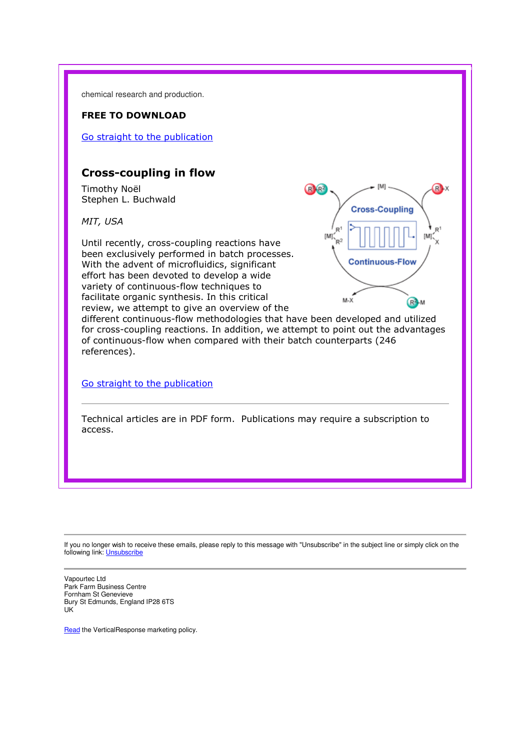chemical research and production.

**FREE TO DOWNLOAD**

Go straight to the publication

## Cross-coupling in flow

Timothy Noël
Stephen L. Buchwald

*MIT, USA*

Cross-Coupling

Continuous-Flow

Until recently, cross-coupling reactions have been exclusively performed in batch processes. With the advent of microfluidics, significant effort has been devoted to develop a wide variety of continuous-flow techniques to facilitate organic synthesis. In this critical review, we attempt to give an overview of the different continuous-flow methodologies that have been developed and utilized for cross-coupling reactions. In addition, we attempt to point out the advantages of continuous-flow when compared with their batch counterparts (246 references).

Go straight to the publication

---

Technical articles are in PDF form. Publications may require a subscription to access.

---

If you no longer wish to receive these emails, please reply to this message with "Unsubscribe" in the subject line or simply click on the following link: Unsubscribe

---

Vapourtec Ltd
Park Farm Business Centre
Fornham St Genevieve
Bury St Edmunds, England IP28 6TS
UK

Read the VerticalResponse marketing policy.